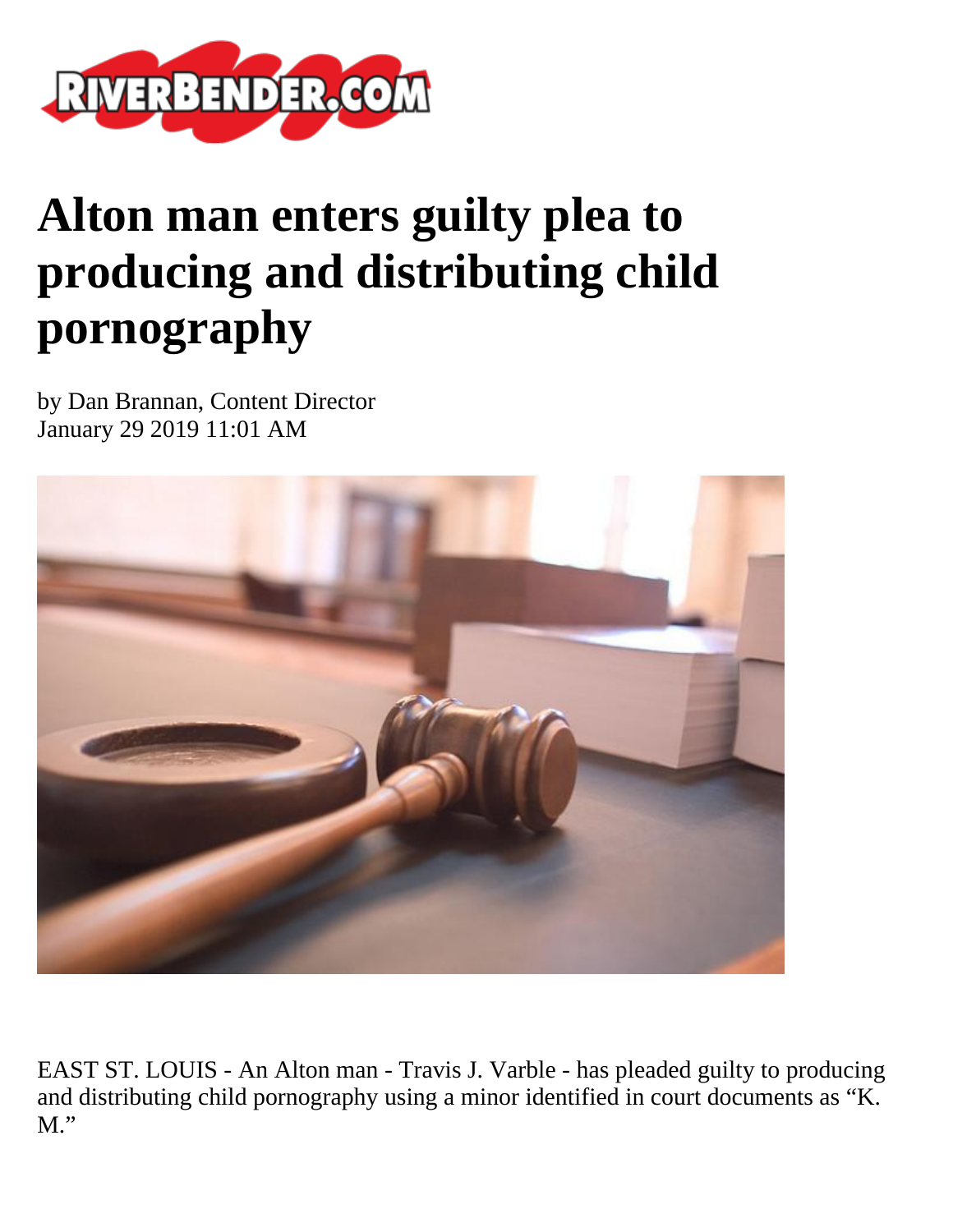# Alton man enters guilty plea to producing and distributing child pornography

by Dan Brannan, Content Director
January 29 2019 11:01 AM

EAST ST. LOUIS - An Alton man - Travis J. Varble - has pleaded guilty to producing and distributing child pornography using a minor identified in court documents as "K. M."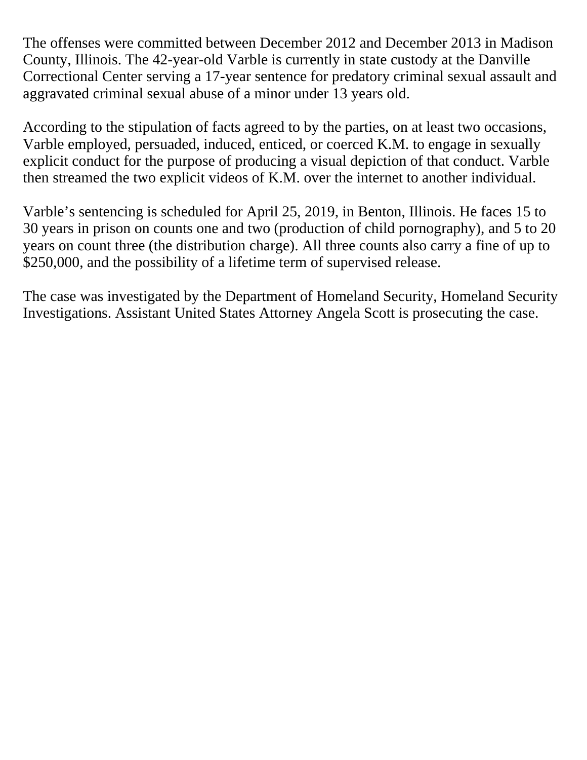The offenses were committed between December 2012 and December 2013 in Madison County, Illinois. The 42-year-old Varble is currently in state custody at the Danville Correctional Center serving a 17-year sentence for predatory criminal sexual assault and aggravated criminal sexual abuse of a minor under 13 years old.

According to the stipulation of facts agreed to by the parties, on at least two occasions, Varble employed, persuaded, induced, enticed, or coerced K.M. to engage in sexually explicit conduct for the purpose of producing a visual depiction of that conduct. Varble then streamed the two explicit videos of K.M. over the internet to another individual.

Varble's sentencing is scheduled for April 25, 2019, in Benton, Illinois. He faces 15 to 30 years in prison on counts one and two (production of child pornography), and 5 to 20 years on count three (the distribution charge). All three counts also carry a fine of up to $250,000, and the possibility of a lifetime term of supervised release.

The case was investigated by the Department of Homeland Security, Homeland Security Investigations. Assistant United States Attorney Angela Scott is prosecuting the case.